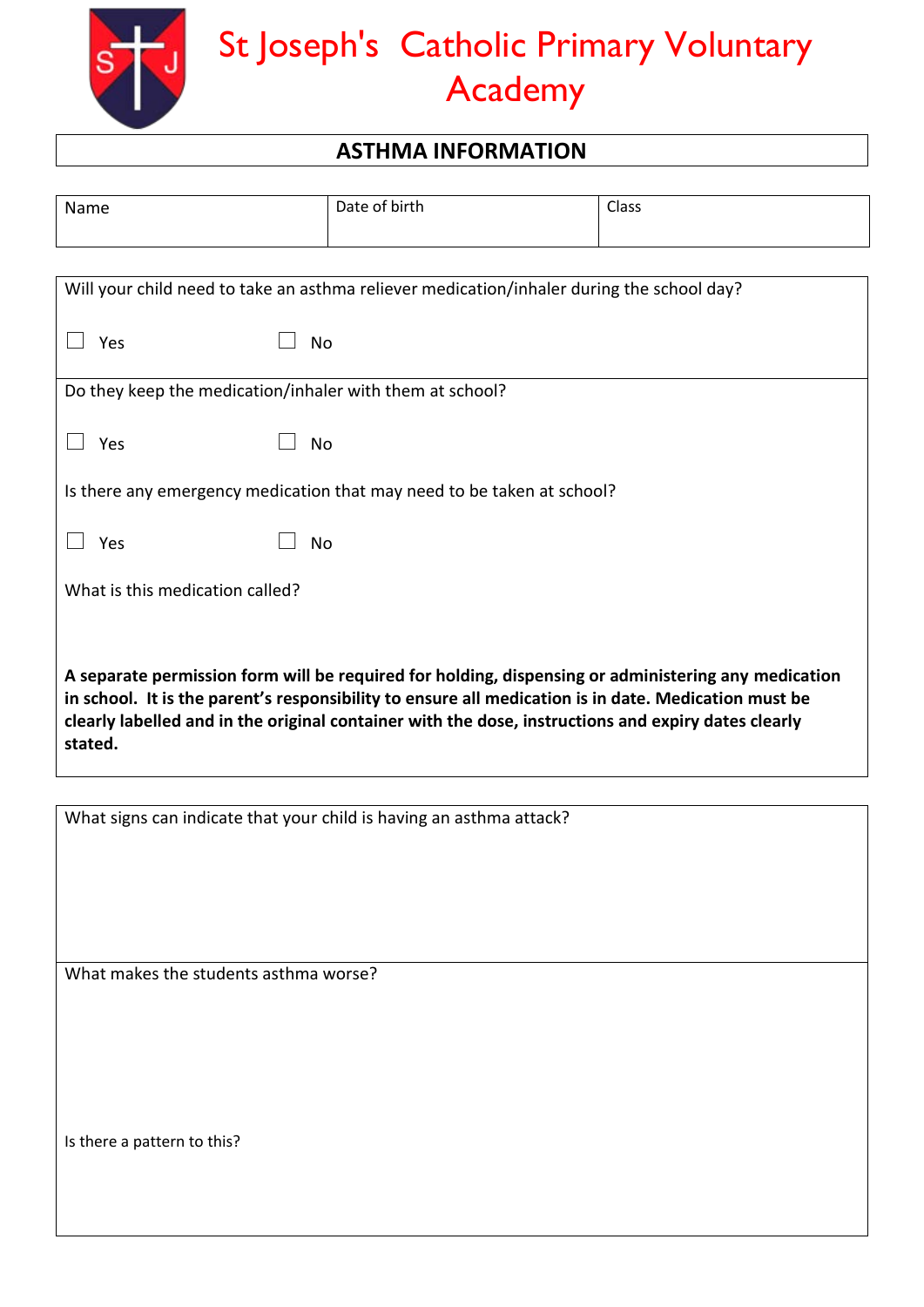# St Joseph's Catholic Primary Voluntary Academy

## ASTHMA INFORMATION

| Name | Date of birth | Class |
|---|---|---|
| | | |

Will your child need to take an asthma reliever medication/inhaler during the school day?

☐ Yes ☐ No

Do they keep the medication/inhaler with them at school?

☐ Yes ☐ No

Is there any emergency medication that may need to be taken at school?

☐ Yes ☐ No

What is this medication called?

**A separate permission form will be required for holding, dispensing or administering any medication in school. It is the parent's responsibility to ensure all medication is in date. Medication must be clearly labelled and in the original container with the dose, instructions and expiry dates clearly stated.**

What signs can indicate that your child is having an asthma attack?

What makes the students asthma worse?

Is there a pattern to this?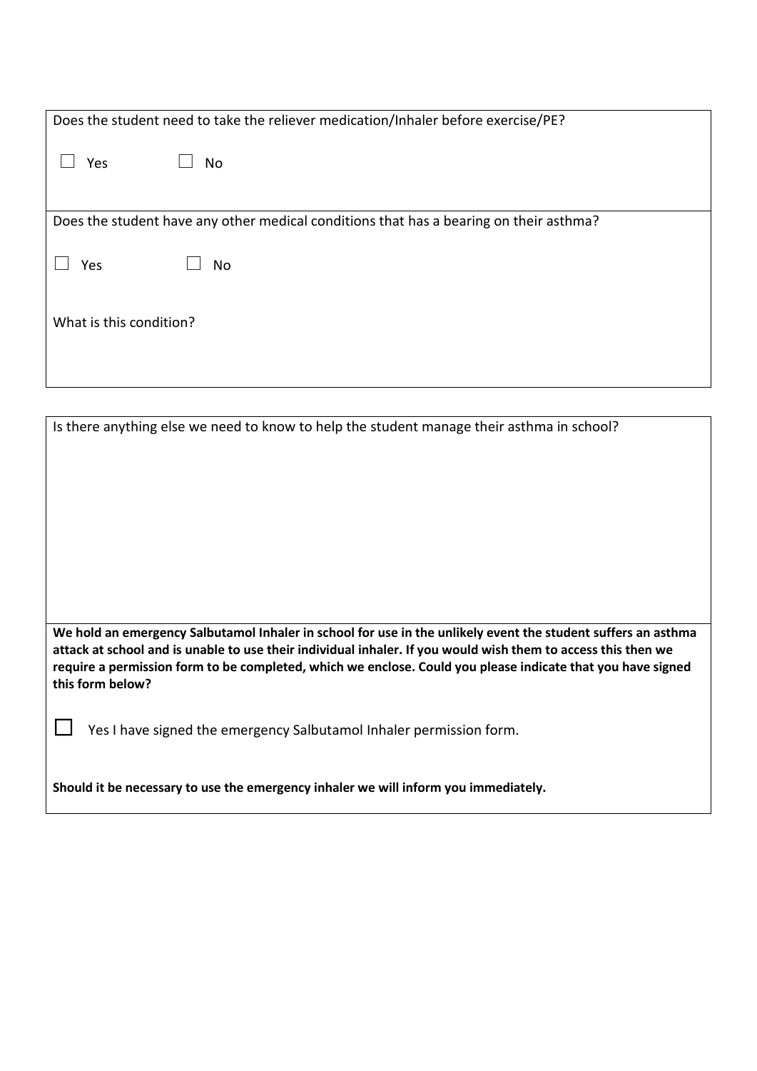Does the student need to take the reliever medication/Inhaler before exercise/PE?

☐ Yes ☐ No

Does the student have any other medical conditions that has a bearing on their asthma?

☐ Yes ☐ No

What is this condition?

Is there anything else we need to know to help the student manage their asthma in school?

**We hold an emergency Salbutamol Inhaler in school for use in the unlikely event the student suffers an asthma attack at school and is unable to use their individual inhaler. If you would wish them to access this then we require a permission form to be completed, which we enclose. Could you please indicate that you have signed this form below?**

☐ Yes I have signed the emergency Salbutamol Inhaler permission form.

**Should it be necessary to use the emergency inhaler we will inform you immediately.**